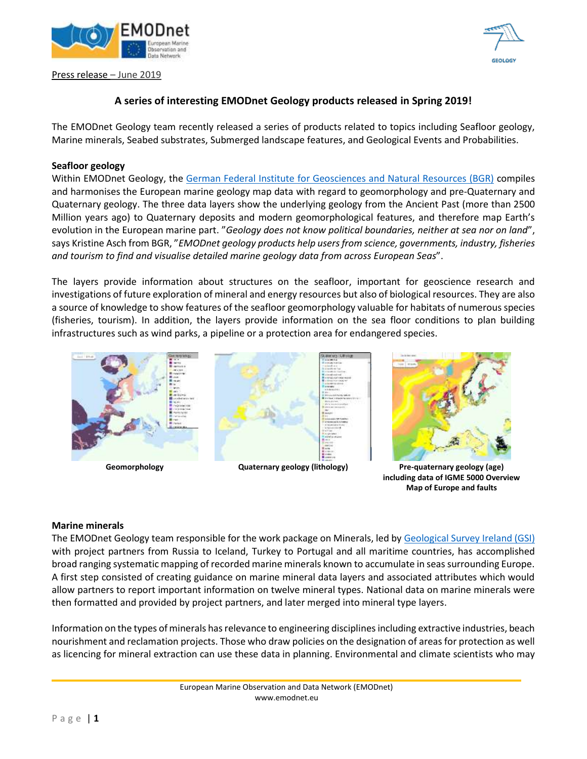Press release – June 2019

# A series of interesting EMODnet Geology products released in Spring 2019!

The EMODnet Geology team recently released a series of products related to topics including Seafloor geology, Marine minerals, Seabed substrates, Submerged landscape features, and Geological Events and Probabilities.

## Seafloor geology

Within EMODnet Geology, the German Federal Institute for Geosciences and Natural Resources (BGR) compiles and harmonises the European marine geology map data with regard to geomorphology and pre-Quaternary and Quaternary geology. The three data layers show the underlying geology from the Ancient Past (more than 2500 Million years ago) to Quaternary deposits and modern geomorphological features, and therefore map Earth's evolution in the European marine part. "*Geology does not know political boundaries, neither at sea nor on land*", says Kristine Asch from BGR, "*EMODnet geology products help users from science, governments, industry, fisheries and tourism to find and visualise detailed marine geology data from across European Seas*".

The layers provide information about structures on the seafloor, important for geoscience research and investigations of future exploration of mineral and energy resources but also of biological resources. They are also a source of knowledge to show features of the seafloor geomorphology valuable for habitats of numerous species (fisheries, tourism). In addition, the layers provide information on the sea floor conditions to plan building infrastructures such as wind parks, a pipeline or a protection area for endangered species.

**Geomorphology**

**Quaternary geology (lithology)**

**Pre-quaternary geology (age) including data of IGME 5000 Overview Map of Europe and faults**

## Marine minerals

The EMODnet Geology team responsible for the work package on Minerals, led by Geological Survey Ireland (GSI) with project partners from Russia to Iceland, Turkey to Portugal and all maritime countries, has accomplished broad ranging systematic mapping of recorded marine minerals known to accumulate in seas surrounding Europe. A first step consisted of creating guidance on marine mineral data layers and associated attributes which would allow partners to report important information on twelve mineral types. National data on marine minerals were then formatted and provided by project partners, and later merged into mineral type layers.

Information on the types of minerals has relevance to engineering disciplines including extractive industries, beach nourishment and reclamation projects. Those who draw policies on the designation of areas for protection as well as licencing for mineral extraction can use these data in planning. Environmental and climate scientists who may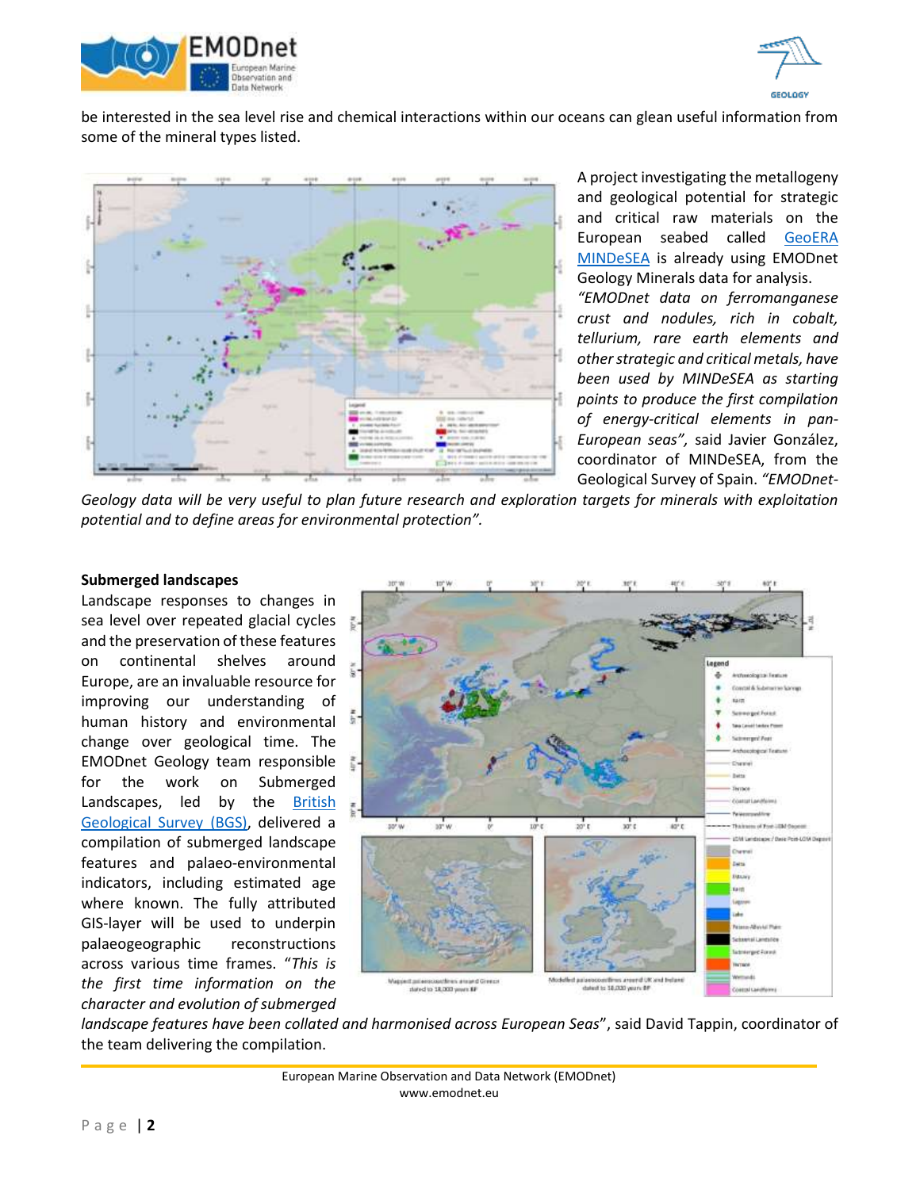be interested in the sea level rise and chemical interactions within our oceans can glean useful information from some of the mineral types listed.

A project investigating the metallogeny and geological potential for strategic and critical raw materials on the European seabed called GeoERA MINDeSEA is already using EMODnet Geology Minerals data for analysis. *"EMODnet data on ferromanganese crust and nodules, rich in cobalt, tellurium, rare earth elements and other strategic and critical metals, have been used by MINDeSEA as starting points to produce the first compilation of energy-critical elements in pan-European seas"*, said Javier González, coordinator of MINDeSEA, from the Geological Survey of Spain. *"EMODnet-Geology data will be very useful to plan future research and exploration targets for minerals with exploitation potential and to define areas for environmental protection"*.

**Submerged landscapes**

Landscape responses to changes in sea level over repeated glacial cycles and the preservation of these features on continental shelves around Europe, are an invaluable resource for improving our understanding of human history and environmental change over geological time. The EMODnet Geology team responsible for the work on Submerged Landscapes, led by the British Geological Survey (BGS), delivered a compilation of submerged landscape features and palaeo-environmental indicators, including estimated age where known. The fully attributed GIS-layer will be used to underpin palaeogeographic reconstructions across various time frames. "*This is the first time information on the character and evolution of submerged landscape features have been collated and harmonised across European Seas*", said David Tappin, coordinator of the team delivering the compilation.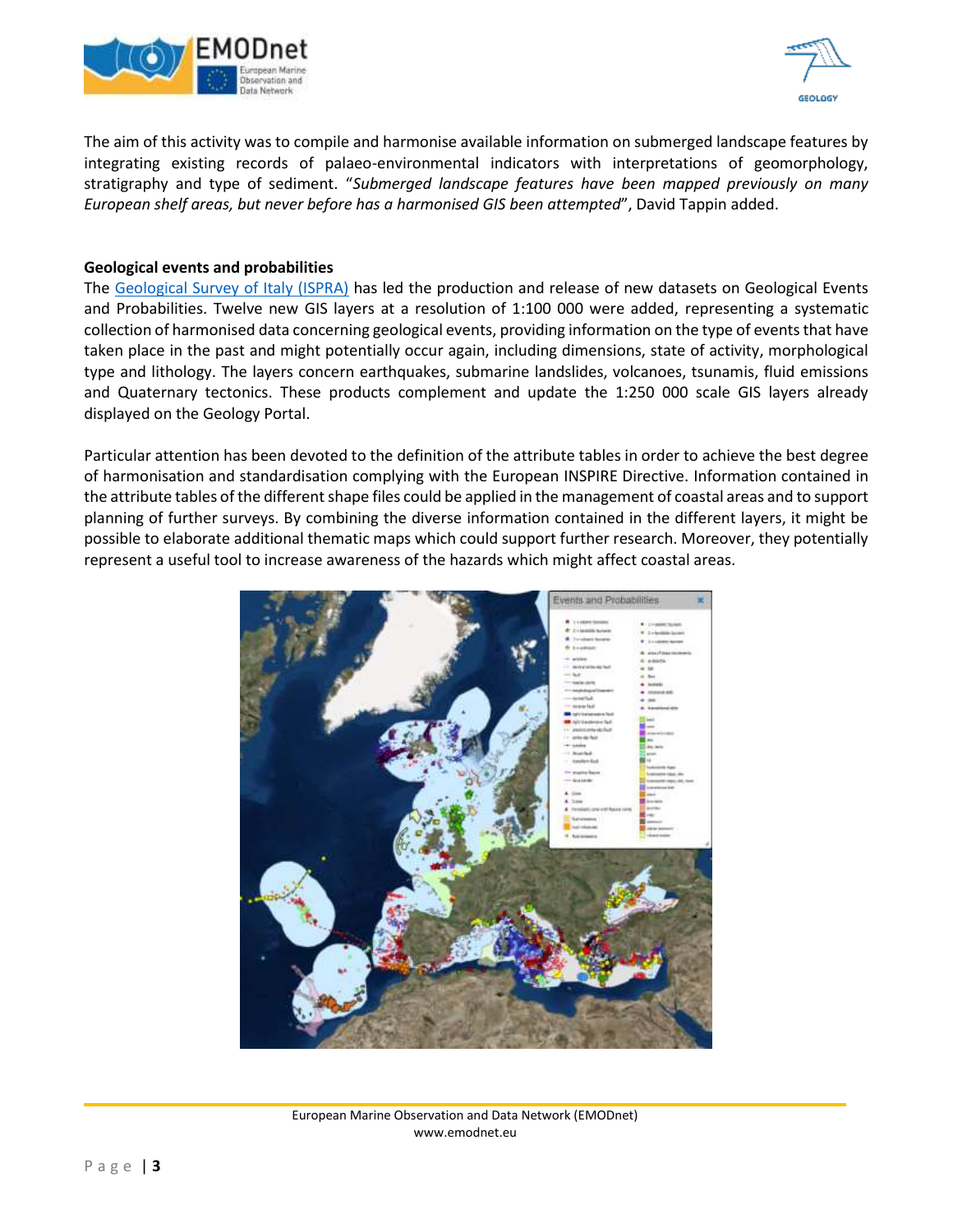The aim of this activity was to compile and harmonise available information on submerged landscape features by integrating existing records of palaeo-environmental indicators with interpretations of geomorphology, stratigraphy and type of sediment. "*Submerged landscape features have been mapped previously on many European shelf areas, but never before has a harmonised GIS been attempted*", David Tappin added.

**Geological events and probabilities**

The Geological Survey of Italy (ISPRA) has led the production and release of new datasets on Geological Events and Probabilities. Twelve new GIS layers at a resolution of 1:100 000 were added, representing a systematic collection of harmonised data concerning geological events, providing information on the type of events that have taken place in the past and might potentially occur again, including dimensions, state of activity, morphological type and lithology. The layers concern earthquakes, submarine landslides, volcanoes, tsunamis, fluid emissions and Quaternary tectonics. These products complement and update the 1:250 000 scale GIS layers already displayed on the Geology Portal.

Particular attention has been devoted to the definition of the attribute tables in order to achieve the best degree of harmonisation and standardisation complying with the European INSPIRE Directive. Information contained in the attribute tables of the different shape files could be applied in the management of coastal areas and to support planning of further surveys. By combining the diverse information contained in the different layers, it might be possible to elaborate additional thematic maps which could support further research. Moreover, they potentially represent a useful tool to increase awareness of the hazards which might affect coastal areas.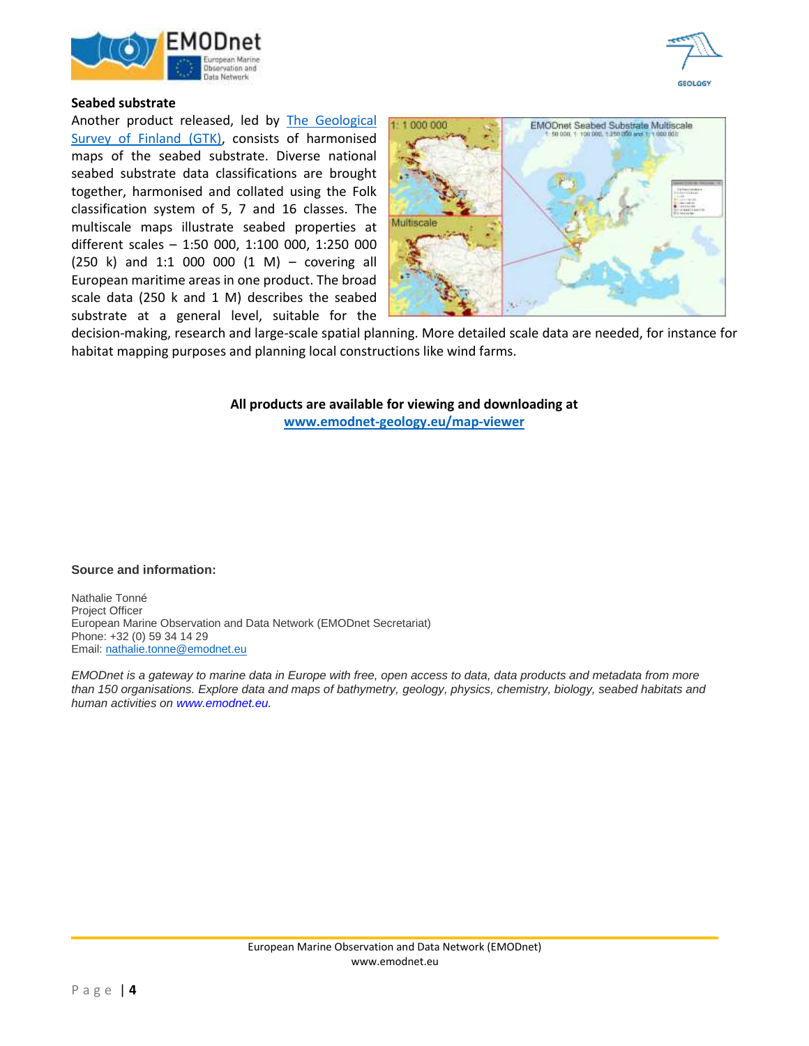**Seabed substrate**

Another product released, led by [The Geological Survey of Finland (GTK)](), consists of harmonised maps of the seabed substrate. Diverse national seabed substrate data classifications are brought together, harmonised and collated using the Folk classification system of 5, 7 and 16 classes. The multiscale maps illustrate seabed properties at different scales – 1:50 000, 1:100 000, 1:250 000 (250 k) and 1:1 000 000 (1 M) – covering all European maritime areas in one product. The broad scale data (250 k and 1 M) describes the seabed substrate at a general level, suitable for the decision-making, research and large-scale spatial planning. More detailed scale data are needed, for instance for habitat mapping purposes and planning local constructions like wind farms.

**All products are available for viewing and downloading at**
**[www.emodnet-geology.eu/map-viewer]()**

**Source and information:**

Nathalie Tonné
Project Officer
European Marine Observation and Data Network (EMODnet Secretariat)
Phone: +32 (0) 59 34 14 29
Email: nathalie.tonne@emodnet.eu

*EMODnet is a gateway to marine data in Europe with free, open access to data, data products and metadata from more than 150 organisations. Explore data and maps of bathymetry, geology, physics, chemistry, biology, seabed habitats and human activities on www.emodnet.eu.*